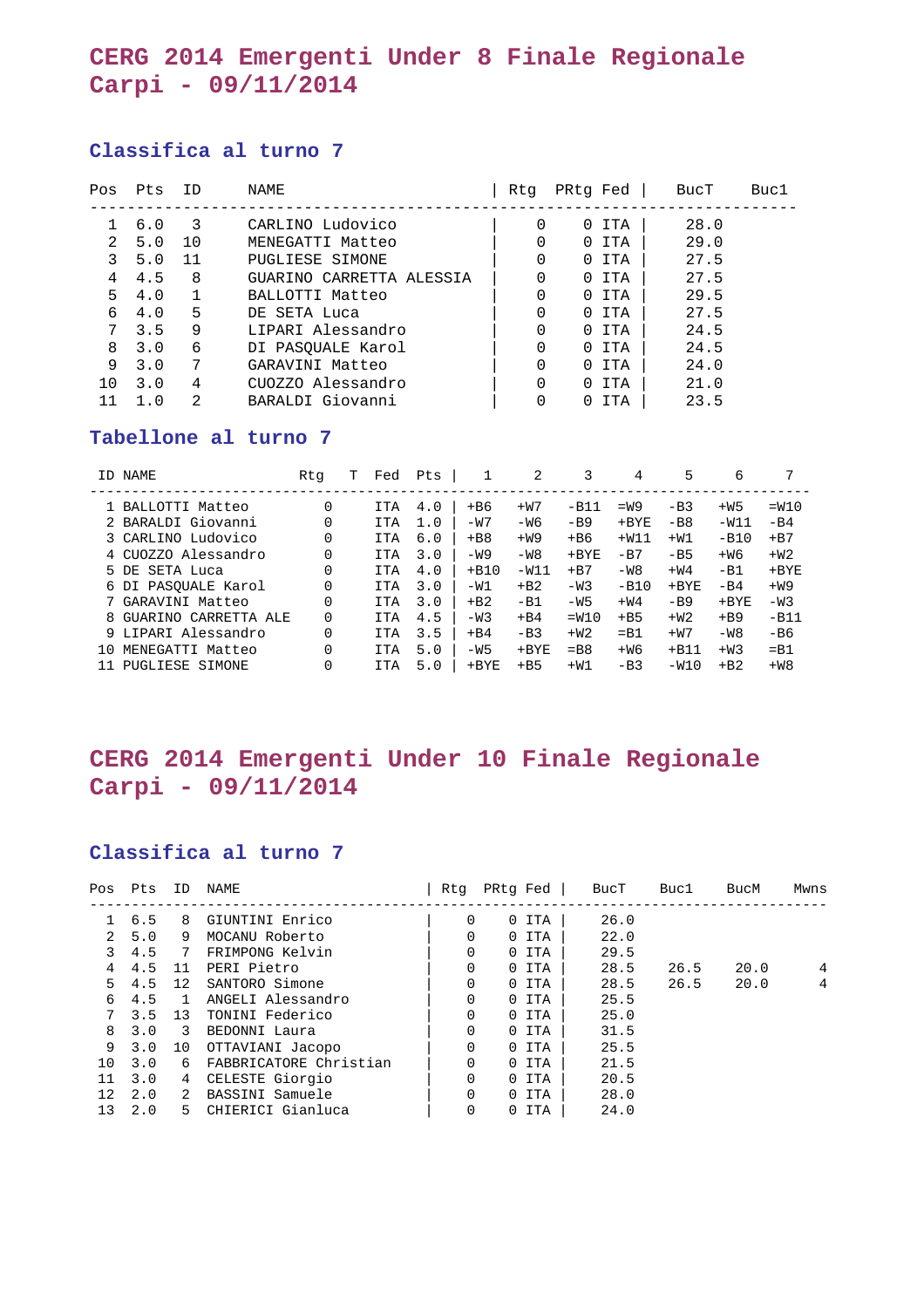# CERG 2014 Emergenti Under 8 Finale Regionale
# Carpi - 09/11/2014

## Classifica al turno 7

| Pos | Pts | ID | NAME | Rtg | PRtg | Fed | BucT | Buc1 |
|---|---|---|---|---|---|---|---|---|
| 1 | 6.0 | 3 | CARLINO Ludovico | 0 | 0 | ITA | 28.0 | |
| 2 | 5.0 | 10 | MENEGATTI Matteo | 0 | 0 | ITA | 29.0 | |
| 3 | 5.0 | 11 | PUGLIESE SIMONE | 0 | 0 | ITA | 27.5 | |
| 4 | 4.5 | 8 | GUARINO CARRETTA ALESSIA | 0 | 0 | ITA | 27.5 | |
| 5 | 4.0 | 1 | BALLOTTI Matteo | 0 | 0 | ITA | 29.5 | |
| 6 | 4.0 | 5 | DE SETA Luca | 0 | 0 | ITA | 27.5 | |
| 7 | 3.5 | 9 | LIPARI Alessandro | 0 | 0 | ITA | 24.5 | |
| 8 | 3.0 | 6 | DI PASQUALE Karol | 0 | 0 | ITA | 24.5 | |
| 9 | 3.0 | 7 | GARAVINI Matteo | 0 | 0 | ITA | 24.0 | |
| 10 | 3.0 | 4 | CUOZZO Alessandro | 0 | 0 | ITA | 21.0 | |
| 11 | 1.0 | 2 | BARALDI Giovanni | 0 | 0 | ITA | 23.5 | |

## Tabellone al turno 7

| ID | NAME | Rtg | T | Fed | Pts | 1 | 2 | 3 | 4 | 5 | 6 | 7 |
|---|---|---|---|---|---|---|---|---|---|---|---|---|
| 1 | BALLOTTI Matteo | 0 | | ITA | 4.0 | +B6 | +W7 | -B11 | =W9 | -B3 | +W5 | =W10 |
| 2 | BARALDI Giovanni | 0 | | ITA | 1.0 | -W7 | -W6 | -B9 | +BYE | -B8 | -W11 | -B4 |
| 3 | CARLINO Ludovico | 0 | | ITA | 6.0 | +B8 | +W9 | +B6 | +W11 | +W1 | -B10 | +B7 |
| 4 | CUOZZO Alessandro | 0 | | ITA | 3.0 | -W9 | -W8 | +BYE | -B7 | -B5 | +W6 | +W2 |
| 5 | DE SETA Luca | 0 | | ITA | 4.0 | +B10 | -W11 | +B7 | -W8 | +W4 | -B1 | +BYE |
| 6 | DI PASQUALE Karol | 0 | | ITA | 3.0 | -W1 | +B2 | -W3 | -B10 | +BYE | -B4 | +W9 |
| 7 | GARAVINI Matteo | 0 | | ITA | 3.0 | +B2 | -B1 | -W5 | +W4 | -B9 | +BYE | -W3 |
| 8 | GUARINO CARRETTA ALE | 0 | | ITA | 4.5 | -W3 | +B4 | =W10 | +B5 | +W2 | +B9 | -B11 |
| 9 | LIPARI Alessandro | 0 | | ITA | 3.5 | +B4 | -B3 | +W2 | =B1 | +W7 | -W8 | -B6 |
| 10 | MENEGATTI Matteo | 0 | | ITA | 5.0 | -W5 | +BYE | =B8 | +W6 | +B11 | +W3 | =B1 |
| 11 | PUGLIESE SIMONE | 0 | | ITA | 5.0 | +BYE | +B5 | +W1 | -B3 | -W10 | +B2 | +W8 |

# CERG 2014 Emergenti Under 10 Finale Regionale
# Carpi - 09/11/2014

## Classifica al turno 7

| Pos | Pts | ID | NAME | Rtg | PRtg | Fed | BucT | Buc1 | BucM | Mwns |
|---|---|---|---|---|---|---|---|---|---|---|
| 1 | 6.5 | 8 | GIUNTINI Enrico | 0 | 0 | ITA | 26.0 | | | |
| 2 | 5.0 | 9 | MOCANU Roberto | 0 | 0 | ITA | 22.0 | | | |
| 3 | 4.5 | 7 | FRIMPONG Kelvin | 0 | 0 | ITA | 29.5 | | | |
| 4 | 4.5 | 11 | PERI Pietro | 0 | 0 | ITA | 28.5 | 26.5 | 20.0 | 4 |
| 5 | 4.5 | 12 | SANTORO Simone | 0 | 0 | ITA | 28.5 | 26.5 | 20.0 | 4 |
| 6 | 4.5 | 1 | ANGELI Alessandro | 0 | 0 | ITA | 25.5 | | | |
| 7 | 3.5 | 13 | TONINI Federico | 0 | 0 | ITA | 25.0 | | | |
| 8 | 3.0 | 3 | BEDONNI Laura | 0 | 0 | ITA | 31.5 | | | |
| 9 | 3.0 | 10 | OTTAVIANI Jacopo | 0 | 0 | ITA | 25.5 | | | |
| 10 | 3.0 | 6 | FABBRICATORE Christian | 0 | 0 | ITA | 21.5 | | | |
| 11 | 3.0 | 4 | CELESTE Giorgio | 0 | 0 | ITA | 20.5 | | | |
| 12 | 2.0 | 2 | BASSINI Samuele | 0 | 0 | ITA | 28.0 | | | |
| 13 | 2.0 | 5 | CHIERICI Gianluca | 0 | 0 | ITA | 24.0 | | | |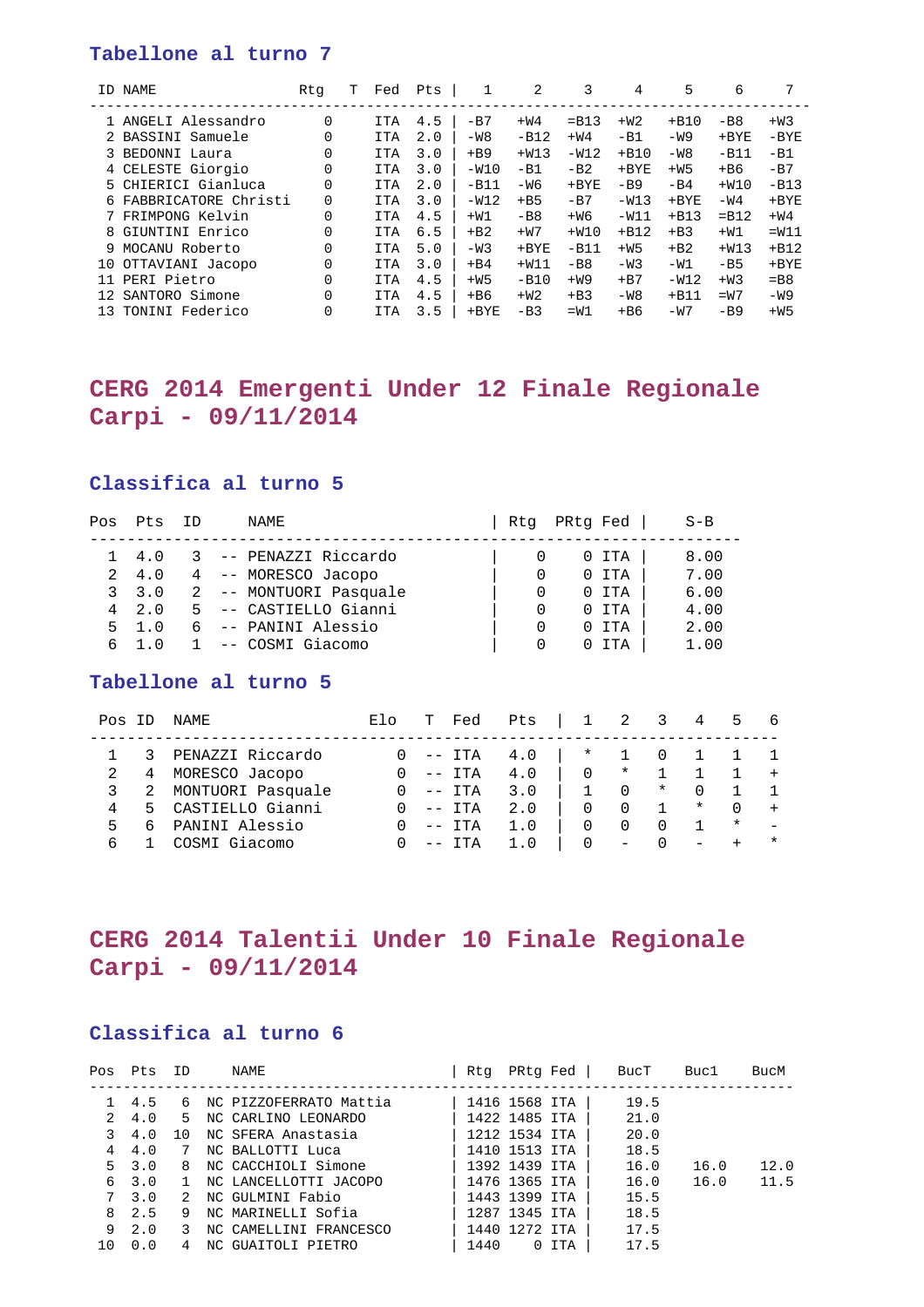### Tabellone al turno 7

| ID | NAME | Rtg | T | Fed | Pts | 1 | 2 | 3 | 4 | 5 | 6 | 7 |
|---|---|---|---|---|---|---|---|---|---|---|---|---|
| 1 | ANGELI Alessandro | 0 | | ITA | 4.5 | -B7 | +W4 | =B13 | +W2 | +B10 | -B8 | +W3 |
| 2 | BASSINI Samuele | 0 | | ITA | 2.0 | -W8 | -B12 | +W4 | -B1 | -W9 | +BYE | -BYE |
| 3 | BEDONNI Laura | 0 | | ITA | 3.0 | +B9 | +W13 | -W12 | +B10 | -W8 | -B11 | -B1 |
| 4 | CELESTE Giorgio | 0 | | ITA | 3.0 | -W10 | -B1 | -B2 | +BYE | +W5 | +B6 | -B7 |
| 5 | CHIERICI Gianluca | 0 | | ITA | 2.0 | -B11 | -W6 | +BYE | -B9 | -B4 | +W10 | -B13 |
| 6 | FABBRICATORE Christi | 0 | | ITA | 3.0 | -W12 | +B5 | -B7 | -W13 | +BYE | -W4 | +BYE |
| 7 | FRIMPONG Kelvin | 0 | | ITA | 4.5 | +W1 | -B8 | +W6 | -W11 | +B13 | =B12 | +W4 |
| 8 | GIUNTINI Enrico | 0 | | ITA | 6.5 | +B2 | +W7 | +W10 | +B12 | +B3 | +W1 | =W11 |
| 9 | MOCANU Roberto | 0 | | ITA | 5.0 | -W3 | +BYE | -B11 | +W5 | +B2 | +W13 | +B12 |
| 10 | OTTAVIANI Jacopo | 0 | | ITA | 3.0 | +B4 | +W11 | -B8 | -W3 | -W1 | -B5 | +BYE |
| 11 | PERI Pietro | 0 | | ITA | 4.5 | +W5 | -B10 | +W9 | +B7 | -W12 | +W3 | =B8 |
| 12 | SANTORO Simone | 0 | | ITA | 4.5 | +B6 | +W2 | +B3 | -W8 | +B11 | =W7 | -W9 |
| 13 | TONINI Federico | 0 | | ITA | 3.5 | +BYE | -B3 | =W1 | +B6 | -W7 | -B9 | +W5 |

## CERG 2014 Emergenti Under 12 Finale Regionale Carpi - 09/11/2014

### Classifica al turno 5

| Pos | Pts | ID | NAME | Rtg | PRtg | Fed | S-B |
|---|---|---|---|---|---|---|---|
| 1 | 4.0 | 3 | -- PENAZZI Riccardo | 0 | 0 | ITA | 8.00 |
| 2 | 4.0 | 4 | -- MORESCO Jacopo | 0 | 0 | ITA | 7.00 |
| 3 | 3.0 | 2 | -- MONTUORI Pasquale | 0 | 0 | ITA | 6.00 |
| 4 | 2.0 | 5 | -- CASTIELLO Gianni | 0 | 0 | ITA | 4.00 |
| 5 | 1.0 | 6 | -- PANINI Alessio | 0 | 0 | ITA | 2.00 |
| 6 | 1.0 | 1 | -- COSMI Giacomo | 0 | 0 | ITA | 1.00 |

### Tabellone al turno 5

| Pos | ID | NAME | Elo | T | Fed | Pts | 1 | 2 | 3 | 4 | 5 | 6 |
|---|---|---|---|---|---|---|---|---|---|---|---|---|
| 1 | 3 | PENAZZI Riccardo | 0 | -- | ITA | 4.0 | * | 1 | 0 | 1 | 1 | 1 |
| 2 | 4 | MORESCO Jacopo | 0 | -- | ITA | 4.0 | 0 | * | 1 | 1 | 1 | + |
| 3 | 2 | MONTUORI Pasquale | 0 | -- | ITA | 3.0 | 1 | 0 | * | 0 | 1 | 1 |
| 4 | 5 | CASTIELLO Gianni | 0 | -- | ITA | 2.0 | 0 | 0 | 1 | * | 0 | + |
| 5 | 6 | PANINI Alessio | 0 | -- | ITA | 1.0 | 0 | 0 | 0 | 1 | * | - |
| 6 | 1 | COSMI Giacomo | 0 | -- | ITA | 1.0 | 0 | - | 0 | - | + | * |

## CERG 2014 Talentii Under 10 Finale Regionale Carpi - 09/11/2014

### Classifica al turno 6

| Pos | Pts | ID | NAME | Rtg | PRtg | Fed | BucT | Buc1 | BucM |
|---|---|---|---|---|---|---|---|---|---|
| 1 | 4.5 | 6 | NC PIZZOFERRATO Mattia | 1416 | 1568 | ITA | 19.5 | | |
| 2 | 4.0 | 5 | NC CARLINO LEONARDO | 1422 | 1485 | ITA | 21.0 | | |
| 3 | 4.0 | 10 | NC SFERA Anastasia | 1212 | 1534 | ITA | 20.0 | | |
| 4 | 4.0 | 7 | NC BALLOTTI Luca | 1410 | 1513 | ITA | 18.5 | | |
| 5 | 3.0 | 8 | NC CACCHIOLI Simone | 1392 | 1439 | ITA | 16.0 | 16.0 | 12.0 |
| 6 | 3.0 | 1 | NC LANCELLOTTI JACOPO | 1476 | 1365 | ITA | 16.0 | 16.0 | 11.5 |
| 7 | 3.0 | 2 | NC GULMINI Fabio | 1443 | 1399 | ITA | 15.5 | | |
| 8 | 2.5 | 9 | NC MARINELLI Sofia | 1287 | 1345 | ITA | 18.5 | | |
| 9 | 2.0 | 3 | NC CAMELLINI FRANCESCO | 1440 | 1272 | ITA | 17.5 | | |
| 10 | 0.0 | 4 | NC GUAITOLI PIETRO | 1440 | 0 | ITA | 17.5 | | |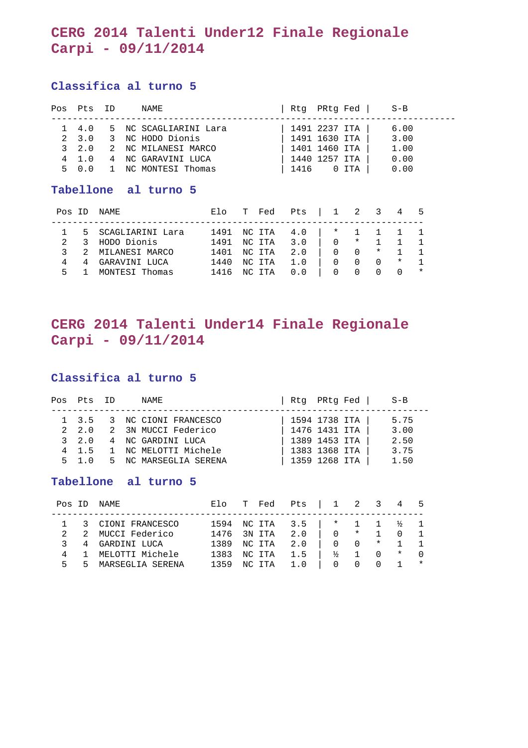# CERG 2014 Talenti Under12 Finale Regionale
# Carpi - 09/11/2014

## Classifica al turno 5

| Pos | Pts | ID | | NAME | Rtg | PRtg | Fed | S-B |
|---|---|---|---|---|---|---|---|---|
| 1 | 4.0 | 5 | NC | SCAGLIARINI Lara | 1491 | 2237 | ITA | 6.00 |
| 2 | 3.0 | 3 | NC | HODO Dionis | 1491 | 1630 | ITA | 3.00 |
| 3 | 2.0 | 2 | NC | MILANESI MARCO | 1401 | 1460 | ITA | 1.00 |
| 4 | 1.0 | 4 | NC | GARAVINI LUCA | 1440 | 1257 | ITA | 0.00 |
| 5 | 0.0 | 1 | NC | MONTESI Thomas | 1416 | 0 | ITA | 0.00 |

## Tabellone al turno 5

| Pos | ID | NAME | Elo | T | Fed | Pts | 1 | 2 | 3 | 4 | 5 |
|---|---|---|---|---|---|---|---|---|---|---|---|
| 1 | 5 | SCAGLIARINI Lara | 1491 | NC | ITA | 4.0 | * | 1 | 1 | 1 | 1 |
| 2 | 3 | HODO Dionis | 1491 | NC | ITA | 3.0 | 0 | * | 1 | 1 | 1 |
| 3 | 2 | MILANESI MARCO | 1401 | NC | ITA | 2.0 | 0 | 0 | * | 1 | 1 |
| 4 | 4 | GARAVINI LUCA | 1440 | NC | ITA | 1.0 | 0 | 0 | 0 | * | 1 |
| 5 | 1 | MONTESI Thomas | 1416 | NC | ITA | 0.0 | 0 | 0 | 0 | 0 | * |

# CERG 2014 Talenti Under14 Finale Regionale
# Carpi - 09/11/2014

## Classifica al turno 5

| Pos | Pts | ID | | NAME | Rtg | PRtg | Fed | S-B |
|---|---|---|---|---|---|---|---|---|
| 1 | 3.5 | 3 | NC | CIONI FRANCESCO | 1594 | 1738 | ITA | 5.75 |
| 2 | 2.0 | 2 | 3N | MUCCI Federico | 1476 | 1431 | ITA | 3.00 |
| 3 | 2.0 | 4 | NC | GARDINI LUCA | 1389 | 1453 | ITA | 2.50 |
| 4 | 1.5 | 1 | NC | MELOTTI Michele | 1383 | 1368 | ITA | 3.75 |
| 5 | 1.0 | 5 | NC | MARSEGLIA SERENA | 1359 | 1268 | ITA | 1.50 |

## Tabellone al turno 5

| Pos | ID | NAME | Elo | T | Fed | Pts | 1 | 2 | 3 | 4 | 5 |
|---|---|---|---|---|---|---|---|---|---|---|---|
| 1 | 3 | CIONI FRANCESCO | 1594 | NC | ITA | 3.5 | * | 1 | 1 | ½ | 1 |
| 2 | 2 | MUCCI Federico | 1476 | 3N | ITA | 2.0 | 0 | * | 1 | 0 | 1 |
| 3 | 4 | GARDINI LUCA | 1389 | NC | ITA | 2.0 | 0 | 0 | * | 1 | 1 |
| 4 | 1 | MELOTTI Michele | 1383 | NC | ITA | 1.5 | ½ | 1 | 0 | * | 0 |
| 5 | 5 | MARSEGLIA SERENA | 1359 | NC | ITA | 1.0 | 0 | 0 | 0 | 1 | * |